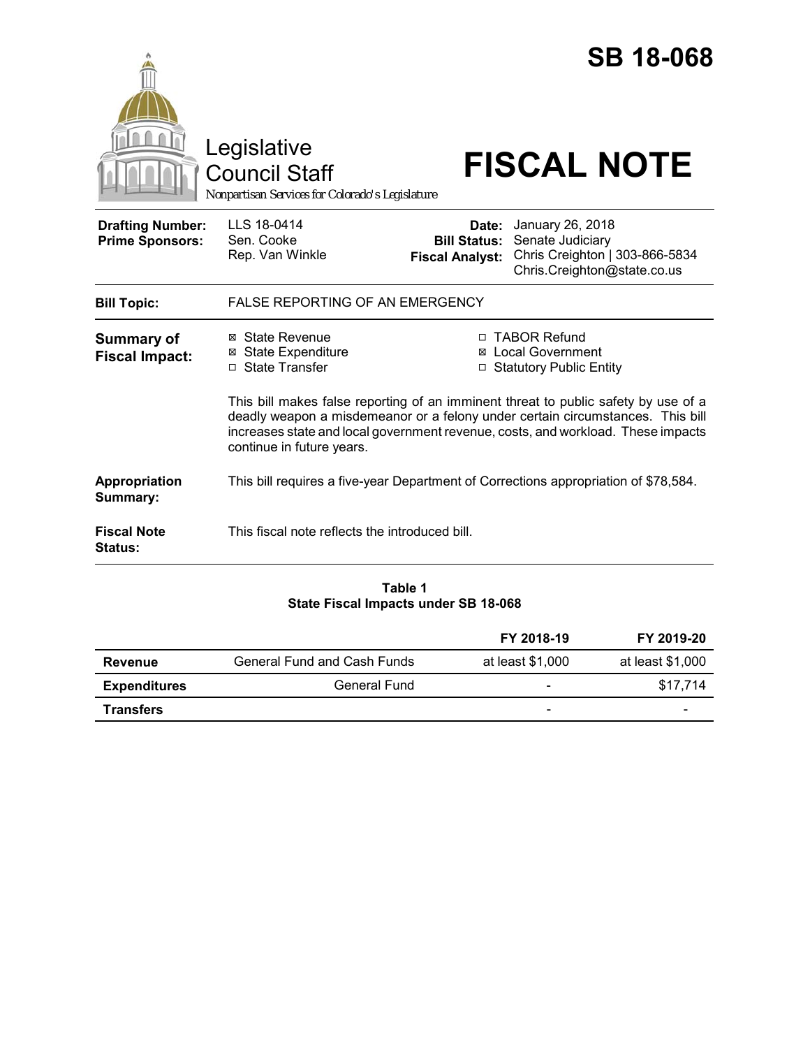# SB 18-068

Legislative Council Staff

*Nonpartisan Services for Colorado's Legislature*

# FISCAL NOTE

| | | | |
|---|---|---|---|
| **Drafting Number:** | LLS 18-0414 | **Date:** | January 26, 2018 |
| **Prime Sponsors:** | Sen. Cooke<br>Rep. Van Winkle | **Bill Status:** | Senate Judiciary |
| | | **Fiscal Analyst:** | Chris Creighton \| 303-866-5834<br>Chris.Creighton@state.co.us |

**Bill Topic:** FALSE REPORTING OF AN EMERGENCY

**Summary of Fiscal Impact:**

- ☒ State Revenue
- ☒ State Expenditure
- ☐ State Transfer
- ☐ TABOR Refund
- ☒ Local Government
- ☐ Statutory Public Entity

This bill makes false reporting of an imminent threat to public safety by use of a deadly weapon a misdemeanor or a felony under certain circumstances. This bill increases state and local government revenue, costs, and workload. These impacts continue in future years.

**Appropriation Summary:** This bill requires a five-year Department of Corrections appropriation of $78,584.

**Fiscal Note Status:** This fiscal note reflects the introduced bill.

**Table 1**
**State Fiscal Impacts under SB 18-068**

| | | FY 2018-19 | FY 2019-20 |
|---|---|---|---|
| **Revenue** | General Fund and Cash Funds | at least $1,000 | at least $1,000 |
| **Expenditures** | General Fund | - | $17,714 |
| **Transfers** | | - | - |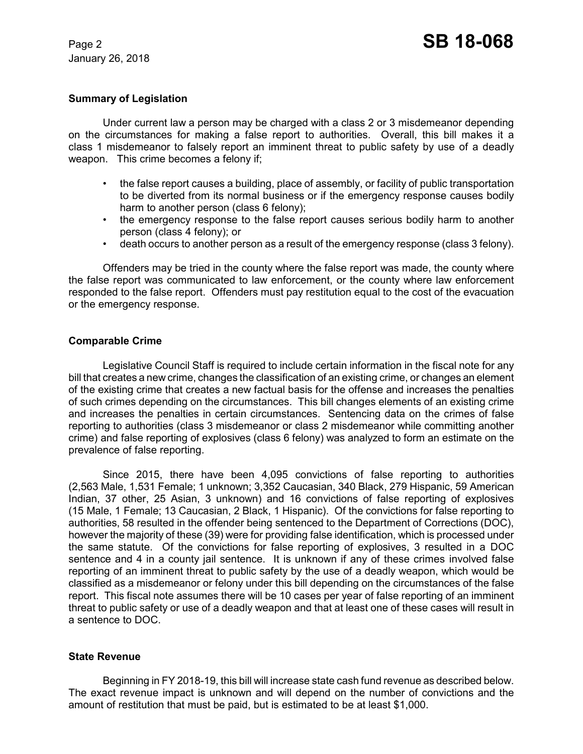### Summary of Legislation

Under current law a person may be charged with a class 2 or 3 misdemeanor depending on the circumstances for making a false report to authorities. Overall, this bill makes it a class 1 misdemeanor to falsely report an imminent threat to public safety by use of a deadly weapon. This crime becomes a felony if;

- the false report causes a building, place of assembly, or facility of public transportation to be diverted from its normal business or if the emergency response causes bodily harm to another person (class 6 felony);
- the emergency response to the false report causes serious bodily harm to another person (class 4 felony); or
- death occurs to another person as a result of the emergency response (class 3 felony).

Offenders may be tried in the county where the false report was made, the county where the false report was communicated to law enforcement, or the county where law enforcement responded to the false report. Offenders must pay restitution equal to the cost of the evacuation or the emergency response.

### Comparable Crime

Legislative Council Staff is required to include certain information in the fiscal note for any bill that creates a new crime, changes the classification of an existing crime, or changes an element of the existing crime that creates a new factual basis for the offense and increases the penalties of such crimes depending on the circumstances. This bill changes elements of an existing crime and increases the penalties in certain circumstances. Sentencing data on the crimes of false reporting to authorities (class 3 misdemeanor or class 2 misdemeanor while committing another crime) and false reporting of explosives (class 6 felony) was analyzed to form an estimate on the prevalence of false reporting.

Since 2015, there have been 4,095 convictions of false reporting to authorities (2,563 Male, 1,531 Female; 1 unknown; 3,352 Caucasian, 340 Black, 279 Hispanic, 59 American Indian, 37 other, 25 Asian, 3 unknown) and 16 convictions of false reporting of explosives (15 Male, 1 Female; 13 Caucasian, 2 Black, 1 Hispanic). Of the convictions for false reporting to authorities, 58 resulted in the offender being sentenced to the Department of Corrections (DOC), however the majority of these (39) were for providing false identification, which is processed under the same statute. Of the convictions for false reporting of explosives, 3 resulted in a DOC sentence and 4 in a county jail sentence. It is unknown if any of these crimes involved false reporting of an imminent threat to public safety by the use of a deadly weapon, which would be classified as a misdemeanor or felony under this bill depending on the circumstances of the false report. This fiscal note assumes there will be 10 cases per year of false reporting of an imminent threat to public safety or use of a deadly weapon and that at least one of these cases will result in a sentence to DOC.

### State Revenue

Beginning in FY 2018-19, this bill will increase state cash fund revenue as described below. The exact revenue impact is unknown and will depend on the number of convictions and the amount of restitution that must be paid, but is estimated to be at least $1,000.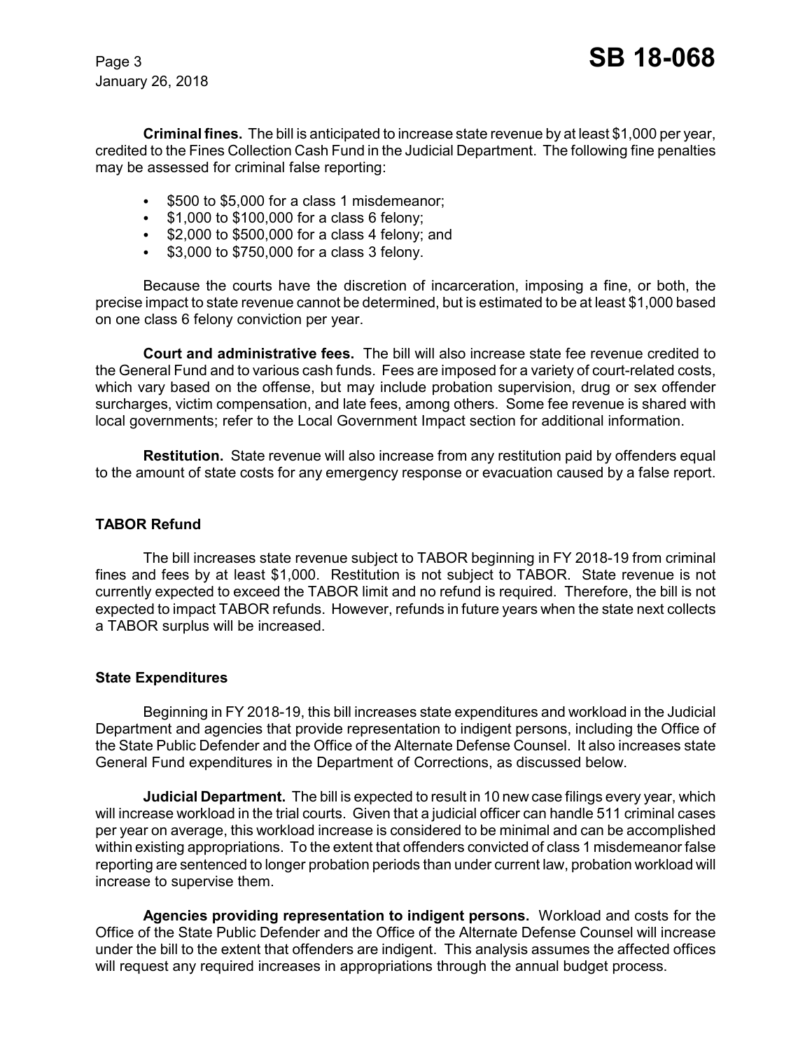**Criminal fines.** The bill is anticipated to increase state revenue by at least $1,000 per year, credited to the Fines Collection Cash Fund in the Judicial Department. The following fine penalties may be assessed for criminal false reporting:

- $500 to $5,000 for a class 1 misdemeanor;
- $1,000 to $100,000 for a class 6 felony;
- $2,000 to $500,000 for a class 4 felony; and
- $3,000 to $750,000 for a class 3 felony.

Because the courts have the discretion of incarceration, imposing a fine, or both, the precise impact to state revenue cannot be determined, but is estimated to be at least $1,000 based on one class 6 felony conviction per year.

**Court and administrative fees.** The bill will also increase state fee revenue credited to the General Fund and to various cash funds. Fees are imposed for a variety of court-related costs, which vary based on the offense, but may include probation supervision, drug or sex offender surcharges, victim compensation, and late fees, among others. Some fee revenue is shared with local governments; refer to the Local Government Impact section for additional information.

**Restitution.** State revenue will also increase from any restitution paid by offenders equal to the amount of state costs for any emergency response or evacuation caused by a false report.

## TABOR Refund

The bill increases state revenue subject to TABOR beginning in FY 2018-19 from criminal fines and fees by at least $1,000. Restitution is not subject to TABOR. State revenue is not currently expected to exceed the TABOR limit and no refund is required. Therefore, the bill is not expected to impact TABOR refunds. However, refunds in future years when the state next collects a TABOR surplus will be increased.

## State Expenditures

Beginning in FY 2018-19, this bill increases state expenditures and workload in the Judicial Department and agencies that provide representation to indigent persons, including the Office of the State Public Defender and the Office of the Alternate Defense Counsel. It also increases state General Fund expenditures in the Department of Corrections, as discussed below.

**Judicial Department.** The bill is expected to result in 10 new case filings every year, which will increase workload in the trial courts. Given that a judicial officer can handle 511 criminal cases per year on average, this workload increase is considered to be minimal and can be accomplished within existing appropriations. To the extent that offenders convicted of class 1 misdemeanor false reporting are sentenced to longer probation periods than under current law, probation workload will increase to supervise them.

**Agencies providing representation to indigent persons.** Workload and costs for the Office of the State Public Defender and the Office of the Alternate Defense Counsel will increase under the bill to the extent that offenders are indigent. This analysis assumes the affected offices will request any required increases in appropriations through the annual budget process.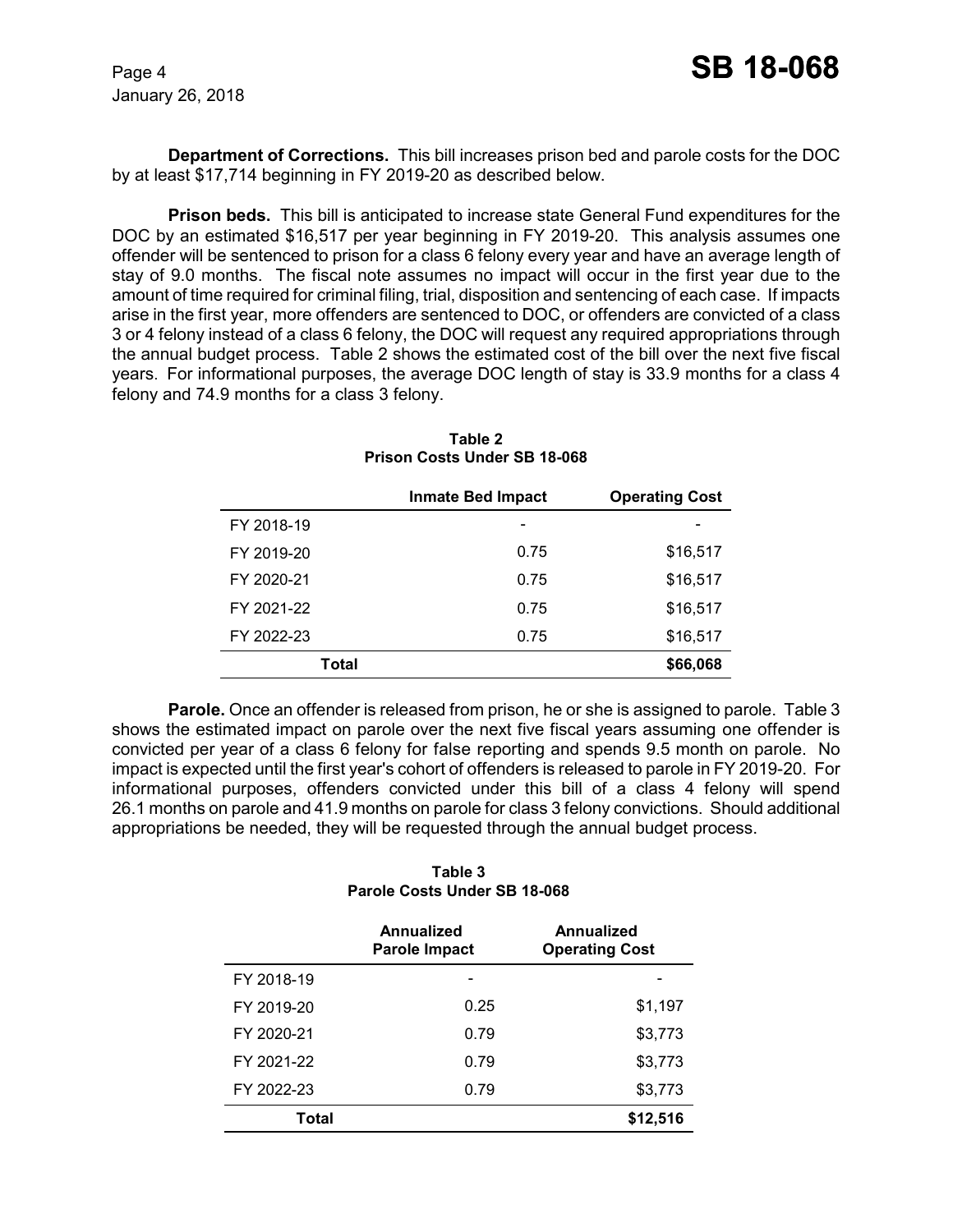**Department of Corrections.** This bill increases prison bed and parole costs for the DOC by at least $17,714 beginning in FY 2019-20 as described below.

**Prison beds.** This bill is anticipated to increase state General Fund expenditures for the DOC by an estimated $16,517 per year beginning in FY 2019-20. This analysis assumes one offender will be sentenced to prison for a class 6 felony every year and have an average length of stay of 9.0 months. The fiscal note assumes no impact will occur in the first year due to the amount of time required for criminal filing, trial, disposition and sentencing of each case. If impacts arise in the first year, more offenders are sentenced to DOC, or offenders are convicted of a class 3 or 4 felony instead of a class 6 felony, the DOC will request any required appropriations through the annual budget process. Table 2 shows the estimated cost of the bill over the next five fiscal years. For informational purposes, the average DOC length of stay is 33.9 months for a class 4 felony and 74.9 months for a class 3 felony.

**Table 2**
**Prison Costs Under SB 18-068**

| | Inmate Bed Impact | Operating Cost |
|---|---|---|
| FY 2018-19 | - | - |
| FY 2019-20 | 0.75 | $16,517 |
| FY 2020-21 | 0.75 | $16,517 |
| FY 2021-22 | 0.75 | $16,517 |
| FY 2022-23 | 0.75 | $16,517 |
| **Total** | | **$66,068** |

**Parole.** Once an offender is released from prison, he or she is assigned to parole. Table 3 shows the estimated impact on parole over the next five fiscal years assuming one offender is convicted per year of a class 6 felony for false reporting and spends 9.5 month on parole. No impact is expected until the first year's cohort of offenders is released to parole in FY 2019-20. For informational purposes, offenders convicted under this bill of a class 4 felony will spend 26.1 months on parole and 41.9 months on parole for class 3 felony convictions. Should additional appropriations be needed, they will be requested through the annual budget process.

**Table 3**
**Parole Costs Under SB 18-068**

| | Annualized Parole Impact | Annualized Operating Cost |
|---|---|---|
| FY 2018-19 | - | - |
| FY 2019-20 | 0.25 | $1,197 |
| FY 2020-21 | 0.79 | $3,773 |
| FY 2021-22 | 0.79 | $3,773 |
| FY 2022-23 | 0.79 | $3,773 |
| **Total** | | **$12,516** |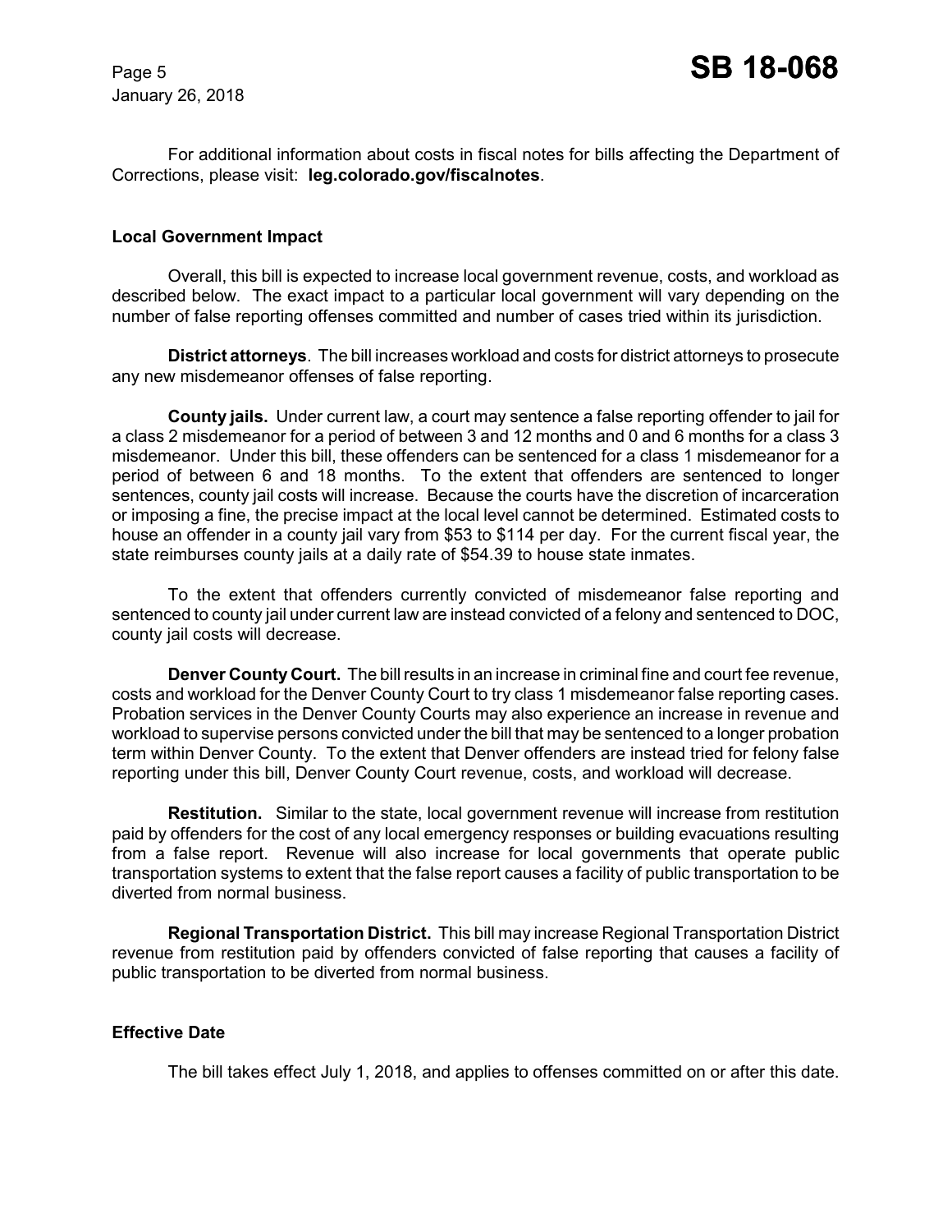For additional information about costs in fiscal notes for bills affecting the Department of Corrections, please visit: **leg.colorado.gov/fiscalnotes**.

### Local Government Impact

Overall, this bill is expected to increase local government revenue, costs, and workload as described below. The exact impact to a particular local government will vary depending on the number of false reporting offenses committed and number of cases tried within its jurisdiction.

**District attorneys**. The bill increases workload and costs for district attorneys to prosecute any new misdemeanor offenses of false reporting.

**County jails.** Under current law, a court may sentence a false reporting offender to jail for a class 2 misdemeanor for a period of between 3 and 12 months and 0 and 6 months for a class 3 misdemeanor. Under this bill, these offenders can be sentenced for a class 1 misdemeanor for a period of between 6 and 18 months. To the extent that offenders are sentenced to longer sentences, county jail costs will increase. Because the courts have the discretion of incarceration or imposing a fine, the precise impact at the local level cannot be determined. Estimated costs to house an offender in a county jail vary from $53 to $114 per day. For the current fiscal year, the state reimburses county jails at a daily rate of $54.39 to house state inmates.

To the extent that offenders currently convicted of misdemeanor false reporting and sentenced to county jail under current law are instead convicted of a felony and sentenced to DOC, county jail costs will decrease.

**Denver County Court.** The bill results in an increase in criminal fine and court fee revenue, costs and workload for the Denver County Court to try class 1 misdemeanor false reporting cases. Probation services in the Denver County Courts may also experience an increase in revenue and workload to supervise persons convicted under the bill that may be sentenced to a longer probation term within Denver County. To the extent that Denver offenders are instead tried for felony false reporting under this bill, Denver County Court revenue, costs, and workload will decrease.

**Restitution.** Similar to the state, local government revenue will increase from restitution paid by offenders for the cost of any local emergency responses or building evacuations resulting from a false report. Revenue will also increase for local governments that operate public transportation systems to extent that the false report causes a facility of public transportation to be diverted from normal business.

**Regional Transportation District.** This bill may increase Regional Transportation District revenue from restitution paid by offenders convicted of false reporting that causes a facility of public transportation to be diverted from normal business.

### Effective Date

The bill takes effect July 1, 2018, and applies to offenses committed on or after this date.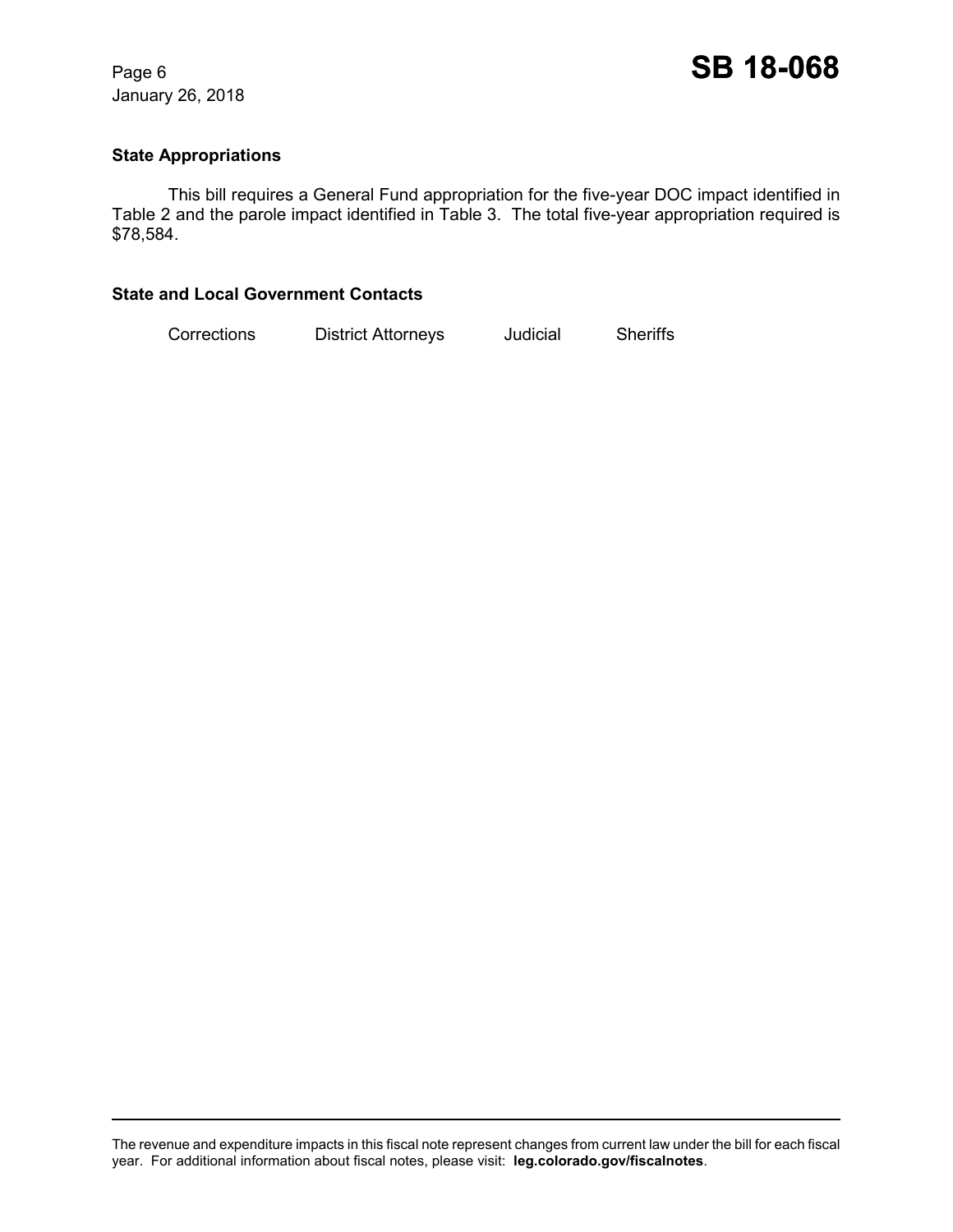## State Appropriations

This bill requires a General Fund appropriation for the five-year DOC impact identified in Table 2 and the parole impact identified in Table 3. The total five-year appropriation required is $78,584.

## State and Local Government Contacts

Corrections District Attorneys Judicial Sheriffs

The revenue and expenditure impacts in this fiscal note represent changes from current law under the bill for each fiscal year. For additional information about fiscal notes, please visit: **leg.colorado.gov/fiscalnotes**.